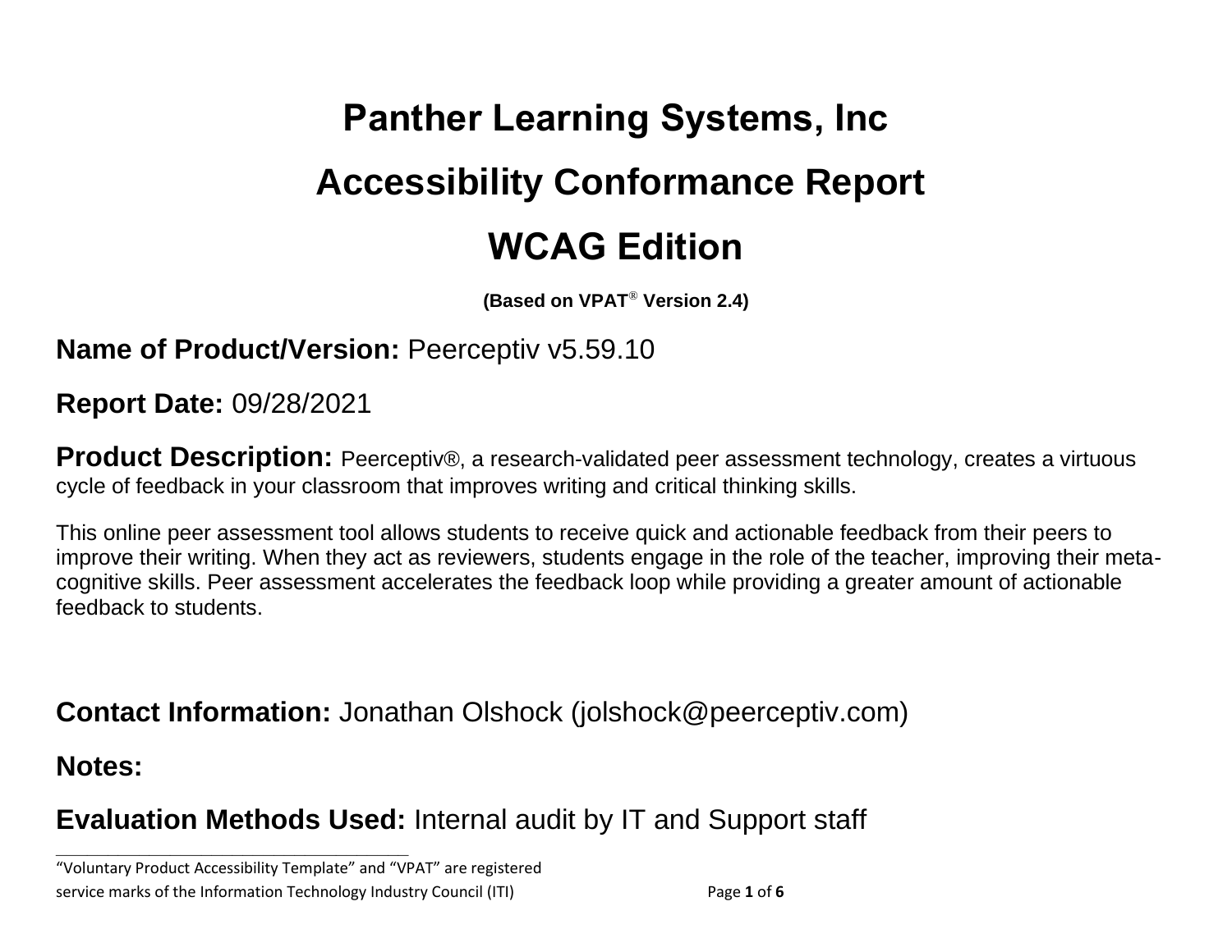# Panther Learning Systems, Inc

# Accessibility Conformance Report

# WCAG Edition

**(Based on VPAT® Version 2.4)**

**Name of Product/Version:** Peerceptiv v5.59.10

**Report Date:** 09/28/2021

**Product Description:** Peerceptiv®, a research-validated peer assessment technology, creates a virtuous cycle of feedback in your classroom that improves writing and critical thinking skills.

This online peer assessment tool allows students to receive quick and actionable feedback from their peers to improve their writing. When they act as reviewers, students engage in the role of the teacher, improving their meta-cognitive skills. Peer assessment accelerates the feedback loop while providing a greater amount of actionable feedback to students.

**Contact Information:** Jonathan Olshock (jolshock@peerceptiv.com)

**Notes:**

**Evaluation Methods Used:** Internal audit by IT and Support staff

---

"Voluntary Product Accessibility Template" and "VPAT" are registered service marks of the Information Technology Industry Council (ITI)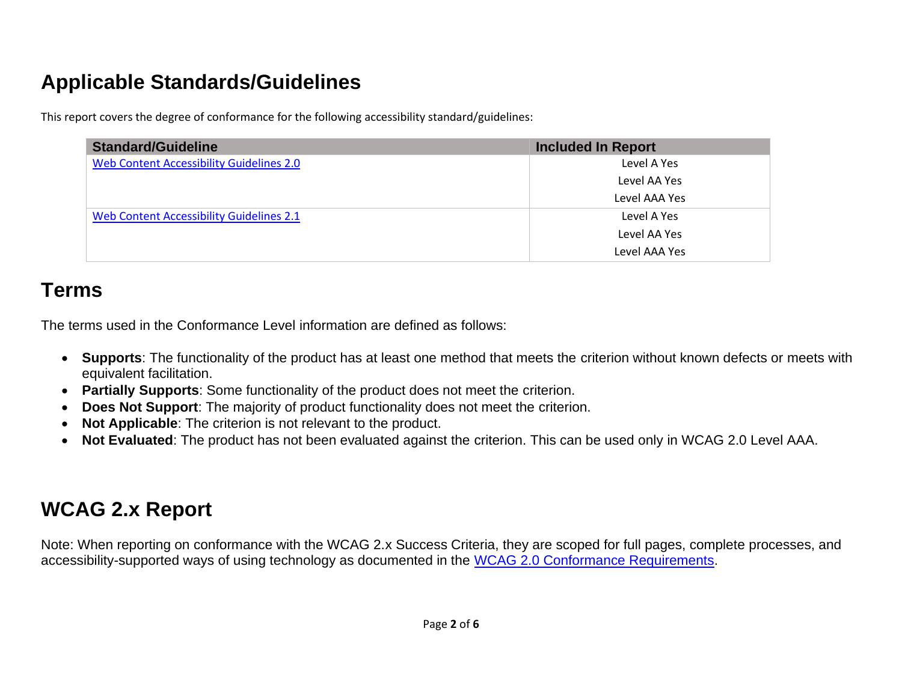## Applicable Standards/Guidelines

This report covers the degree of conformance for the following accessibility standard/guidelines:

| Standard/Guideline | Included In Report |
|---|---|
| [Web Content Accessibility Guidelines 2.0]() | Level A Yes<br>Level AA Yes<br>Level AAA Yes |
| [Web Content Accessibility Guidelines 2.1]() | Level A Yes<br>Level AA Yes<br>Level AAA Yes |

## Terms

The terms used in the Conformance Level information are defined as follows:

- **Supports**: The functionality of the product has at least one method that meets the criterion without known defects or meets with equivalent facilitation.
- **Partially Supports**: Some functionality of the product does not meet the criterion.
- **Does Not Support**: The majority of product functionality does not meet the criterion.
- **Not Applicable**: The criterion is not relevant to the product.
- **Not Evaluated**: The product has not been evaluated against the criterion. This can be used only in WCAG 2.0 Level AAA.

## WCAG 2.x Report

Note: When reporting on conformance with the WCAG 2.x Success Criteria, they are scoped for full pages, complete processes, and accessibility-supported ways of using technology as documented in the [WCAG 2.0 Conformance Requirements]().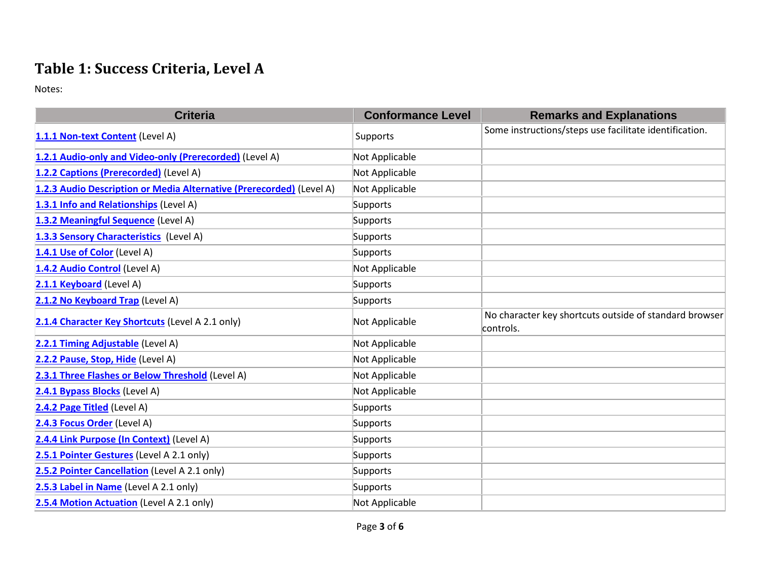## Table 1: Success Criteria, Level A

Notes:

| Criteria | Conformance Level | Remarks and Explanations |
|---|---|---|
| [1.1.1 Non-text Content] (Level A) | Supports | Some instructions/steps use facilitate identification. |
| [1.2.1 Audio-only and Video-only (Prerecorded)] (Level A) | Not Applicable | |
| [1.2.2 Captions (Prerecorded)] (Level A) | Not Applicable | |
| [1.2.3 Audio Description or Media Alternative (Prerecorded)] (Level A) | Not Applicable | |
| [1.3.1 Info and Relationships] (Level A) | Supports | |
| [1.3.2 Meaningful Sequence] (Level A) | Supports | |
| [1.3.3 Sensory Characteristics] (Level A) | Supports | |
| [1.4.1 Use of Color] (Level A) | Supports | |
| [1.4.2 Audio Control] (Level A) | Not Applicable | |
| [2.1.1 Keyboard] (Level A) | Supports | |
| [2.1.2 No Keyboard Trap] (Level A) | Supports | |
| [2.1.4 Character Key Shortcuts] (Level A 2.1 only) | Not Applicable | No character key shortcuts outside of standard browser controls. |
| [2.2.1 Timing Adjustable] (Level A) | Not Applicable | |
| [2.2.2 Pause, Stop, Hide] (Level A) | Not Applicable | |
| [2.3.1 Three Flashes or Below Threshold] (Level A) | Not Applicable | |
| [2.4.1 Bypass Blocks] (Level A) | Not Applicable | |
| [2.4.2 Page Titled] (Level A) | Supports | |
| [2.4.3 Focus Order] (Level A) | Supports | |
| [2.4.4 Link Purpose (In Context)] (Level A) | Supports | |
| [2.5.1 Pointer Gestures] (Level A 2.1 only) | Supports | |
| [2.5.2 Pointer Cancellation] (Level A 2.1 only) | Supports | |
| [2.5.3 Label in Name] (Level A 2.1 only) | Supports | |
| [2.5.4 Motion Actuation] (Level A 2.1 only) | Not Applicable | |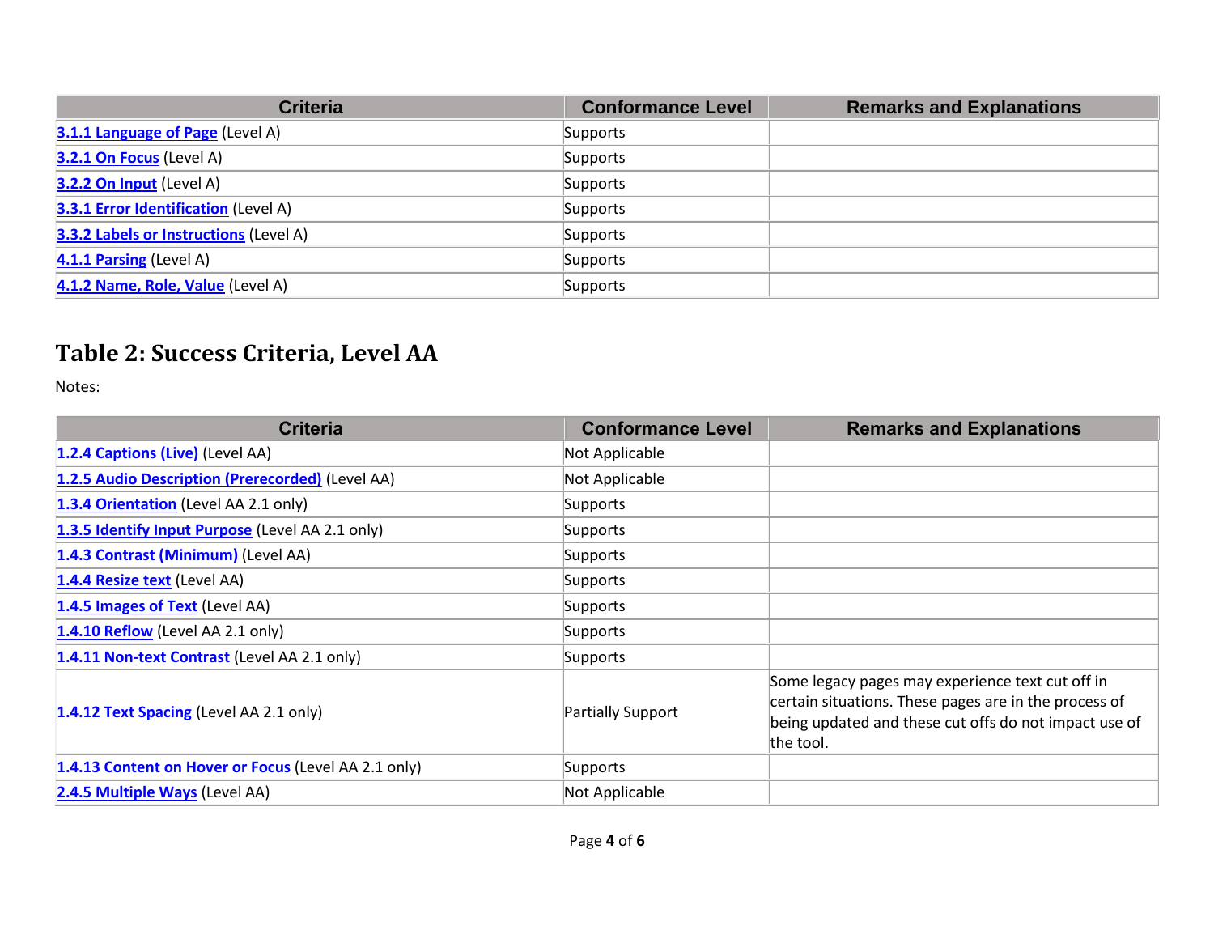| Criteria | Conformance Level | Remarks and Explanations |
|---|---|---|
| 3.1.1 Language of Page (Level A) | Supports | |
| 3.2.1 On Focus (Level A) | Supports | |
| 3.2.2 On Input (Level A) | Supports | |
| 3.3.1 Error Identification (Level A) | Supports | |
| 3.3.2 Labels or Instructions (Level A) | Supports | |
| 4.1.1 Parsing (Level A) | Supports | |
| 4.1.2 Name, Role, Value (Level A) | Supports | |

## Table 2: Success Criteria, Level AA

Notes:

| Criteria | Conformance Level | Remarks and Explanations |
|---|---|---|
| 1.2.4 Captions (Live) (Level AA) | Not Applicable | |
| 1.2.5 Audio Description (Prerecorded) (Level AA) | Not Applicable | |
| 1.3.4 Orientation (Level AA 2.1 only) | Supports | |
| 1.3.5 Identify Input Purpose (Level AA 2.1 only) | Supports | |
| 1.4.3 Contrast (Minimum) (Level AA) | Supports | |
| 1.4.4 Resize text (Level AA) | Supports | |
| 1.4.5 Images of Text (Level AA) | Supports | |
| 1.4.10 Reflow (Level AA 2.1 only) | Supports | |
| 1.4.11 Non-text Contrast (Level AA 2.1 only) | Supports | |
| 1.4.12 Text Spacing (Level AA 2.1 only) | Partially Support | Some legacy pages may experience text cut off in certain situations. These pages are in the process of being updated and these cut offs do not impact use of the tool. |
| 1.4.13 Content on Hover or Focus (Level AA 2.1 only) | Supports | |
| 2.4.5 Multiple Ways (Level AA) | Not Applicable | |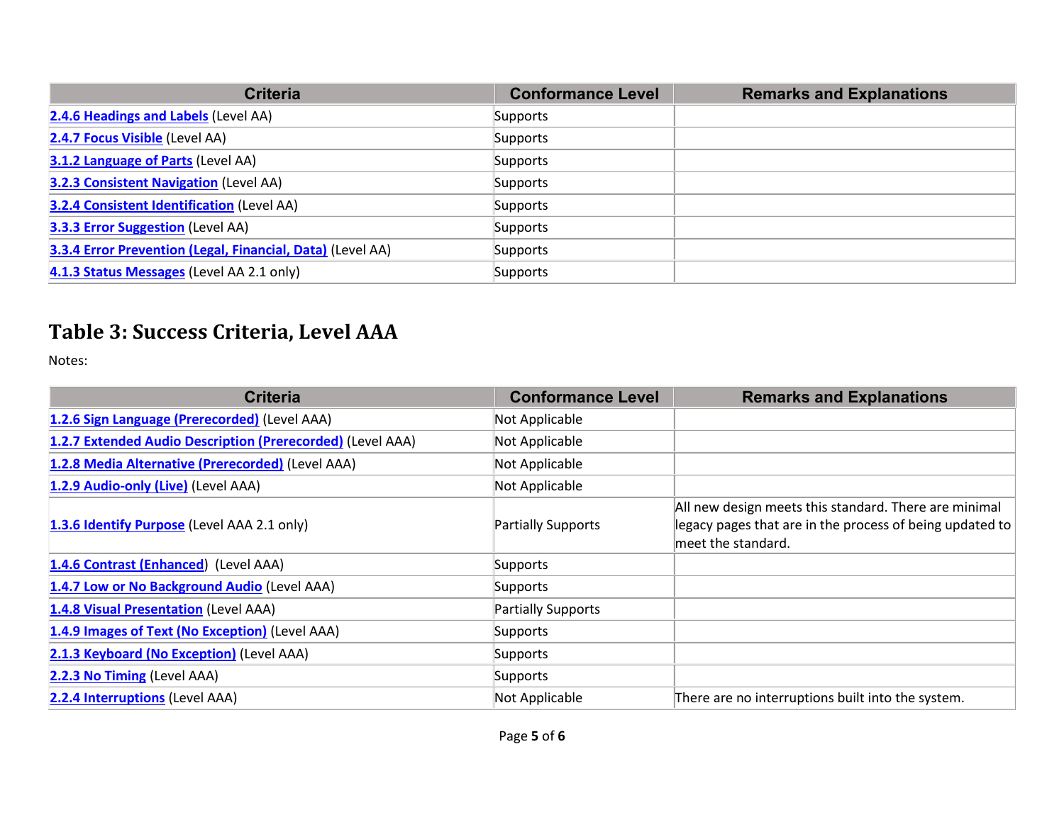| Criteria | Conformance Level | Remarks and Explanations |
|---|---|---|
| 2.4.6 Headings and Labels (Level AA) | Supports | |
| 2.4.7 Focus Visible (Level AA) | Supports | |
| 3.1.2 Language of Parts (Level AA) | Supports | |
| 3.2.3 Consistent Navigation (Level AA) | Supports | |
| 3.2.4 Consistent Identification (Level AA) | Supports | |
| 3.3.3 Error Suggestion (Level AA) | Supports | |
| 3.3.4 Error Prevention (Legal, Financial, Data) (Level AA) | Supports | |
| 4.1.3 Status Messages (Level AA 2.1 only) | Supports | |

## Table 3: Success Criteria, Level AAA

Notes:

| Criteria | Conformance Level | Remarks and Explanations |
|---|---|---|
| 1.2.6 Sign Language (Prerecorded) (Level AAA) | Not Applicable | |
| 1.2.7 Extended Audio Description (Prerecorded) (Level AAA) | Not Applicable | |
| 1.2.8 Media Alternative (Prerecorded) (Level AAA) | Not Applicable | |
| 1.2.9 Audio-only (Live) (Level AAA) | Not Applicable | |
| 1.3.6 Identify Purpose (Level AAA 2.1 only) | Partially Supports | All new design meets this standard. There are minimal legacy pages that are in the process of being updated to meet the standard. |
| 1.4.6 Contrast (Enhanced) (Level AAA) | Supports | |
| 1.4.7 Low or No Background Audio (Level AAA) | Supports | |
| 1.4.8 Visual Presentation (Level AAA) | Partially Supports | |
| 1.4.9 Images of Text (No Exception) (Level AAA) | Supports | |
| 2.1.3 Keyboard (No Exception) (Level AAA) | Supports | |
| 2.2.3 No Timing (Level AAA) | Supports | |
| 2.2.4 Interruptions (Level AAA) | Not Applicable | There are no interruptions built into the system. |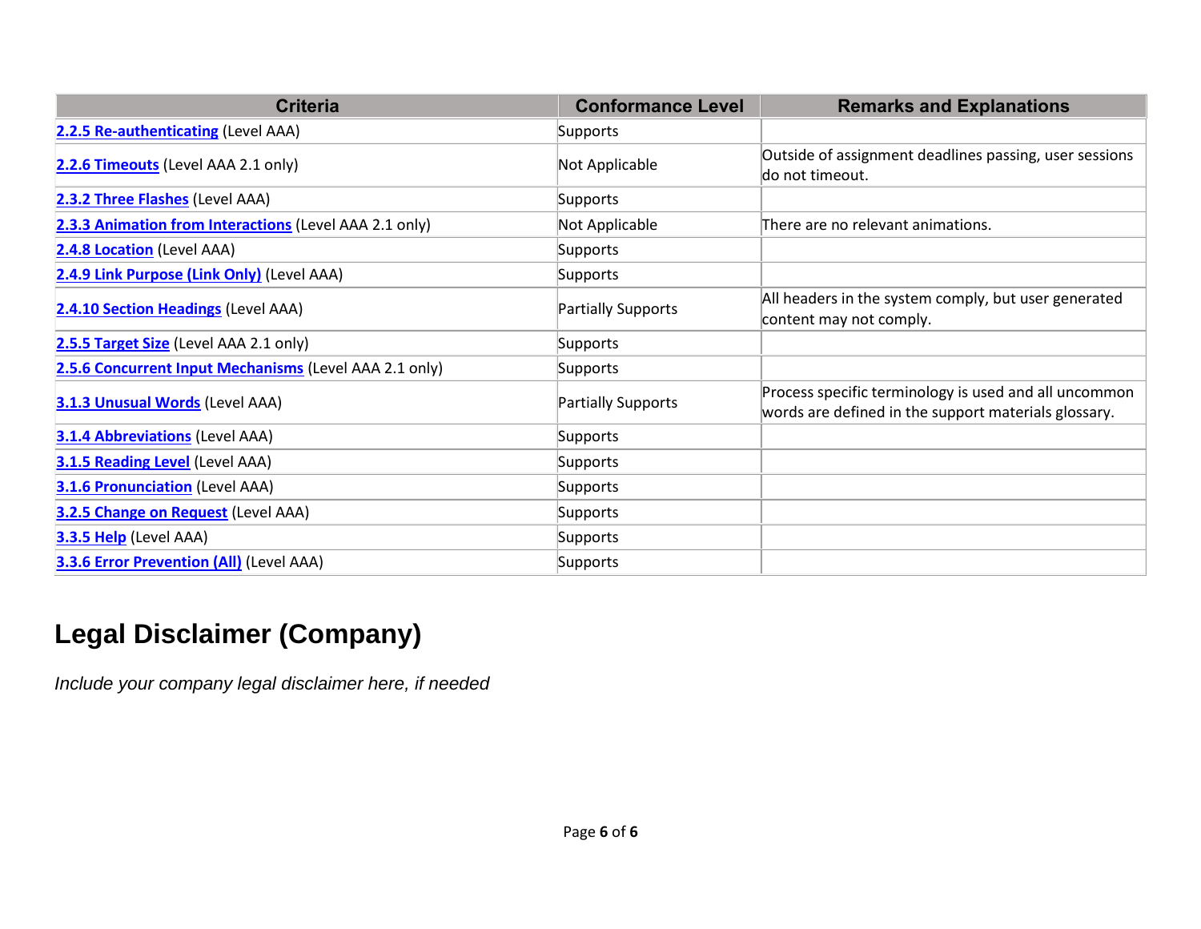| Criteria | Conformance Level | Remarks and Explanations |
| --- | --- | --- |
| **2.2.5 Re-authenticating** (Level AAA) | Supports | |
| **2.2.6 Timeouts** (Level AAA 2.1 only) | Not Applicable | Outside of assignment deadlines passing, user sessions do not timeout. |
| **2.3.2 Three Flashes** (Level AAA) | Supports | |
| **2.3.3 Animation from Interactions** (Level AAA 2.1 only) | Not Applicable | There are no relevant animations. |
| **2.4.8 Location** (Level AAA) | Supports | |
| **2.4.9 Link Purpose (Link Only)** (Level AAA) | Supports | |
| **2.4.10 Section Headings** (Level AAA) | Partially Supports | All headers in the system comply, but user generated content may not comply. |
| **2.5.5 Target Size** (Level AAA 2.1 only) | Supports | |
| **2.5.6 Concurrent Input Mechanisms** (Level AAA 2.1 only) | Supports | |
| **3.1.3 Unusual Words** (Level AAA) | Partially Supports | Process specific terminology is used and all uncommon words are defined in the support materials glossary. |
| **3.1.4 Abbreviations** (Level AAA) | Supports | |
| **3.1.5 Reading Level** (Level AAA) | Supports | |
| **3.1.6 Pronunciation** (Level AAA) | Supports | |
| **3.2.5 Change on Request** (Level AAA) | Supports | |
| **3.3.5 Help** (Level AAA) | Supports | |
| **3.3.6 Error Prevention (All)** (Level AAA) | Supports | |

## Legal Disclaimer (Company)

*Include your company legal disclaimer here, if needed*